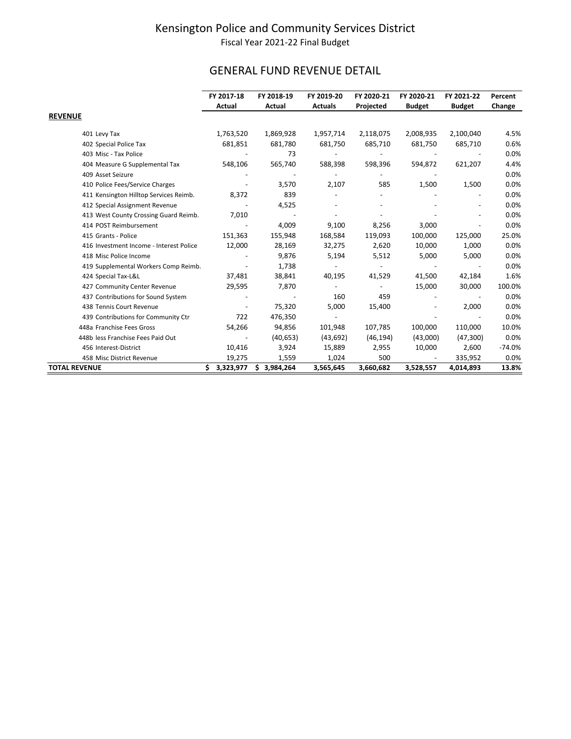# Kensington Police and Community Services District

Fiscal Year 2021-22 Final Budget

## GENERAL FUND REVENUE DETAIL

| | FY 2017-18 Actual | FY 2018-19 Actual | FY 2019-20 Actuals | FY 2020-21 Projected | FY 2020-21 Budget | FY 2021-22 Budget | Percent Change |
|---|---|---|---|---|---|---|---|
| **REVENUE** | | | | | | | |
| 401 Levy Tax | 1,763,520 | 1,869,928 | 1,957,714 | 2,118,075 | 2,008,935 | 2,100,040 | 4.5% |
| 402 Special Police Tax | 681,851 | 681,780 | 681,750 | 685,710 | 681,750 | 685,710 | 0.6% |
| 403 Misc - Tax Police | - | 73 | - | - | - | - | 0.0% |
| 404 Measure G Supplemental Tax | 548,106 | 565,740 | 588,398 | 598,396 | 594,872 | 621,207 | 4.4% |
| 409 Asset Seizure | - | - | - | - | - | | 0.0% |
| 410 Police Fees/Service Charges | - | 3,570 | 2,107 | 585 | 1,500 | 1,500 | 0.0% |
| 411 Kensington Hilltop Services Reimb. | 8,372 | 839 | - | - | - | - | 0.0% |
| 412 Special Assignment Revenue | - | 4,525 | - | - | - | - | 0.0% |
| 413 West County Crossing Guard Reimb. | 7,010 | - | - | - | - | - | 0.0% |
| 414 POST Reimbursement | - | 4,009 | 9,100 | 8,256 | 3,000 | - | 0.0% |
| 415 Grants - Police | 151,363 | 155,948 | 168,584 | 119,093 | 100,000 | 125,000 | 25.0% |
| 416 Investment Income - Interest Police | 12,000 | 28,169 | 32,275 | 2,620 | 10,000 | 1,000 | 0.0% |
| 418 Misc Police Income | - | 9,876 | 5,194 | 5,512 | 5,000 | 5,000 | 0.0% |
| 419 Supplemental Workers Comp Reimb. | - | 1,738 | - | - | - | - | 0.0% |
| 424 Special Tax-L&L | 37,481 | 38,841 | 40,195 | 41,529 | 41,500 | 42,184 | 1.6% |
| 427 Community Center Revenue | 29,595 | 7,870 | - | - | 15,000 | 30,000 | 100.0% |
| 437 Contributions for Sound System | - | - | 160 | 459 | - | - | 0.0% |
| 438 Tennis Court Revenue | - | 75,320 | 5,000 | 15,400 | - | 2,000 | 0.0% |
| 439 Contributions for Community Ctr | 722 | 476,350 | - | | - | - | 0.0% |
| 448a Franchise Fees Gross | 54,266 | 94,856 | 101,948 | 107,785 | 100,000 | 110,000 | 10.0% |
| 448b less Franchise Fees Paid Out | - | (40,653) | (43,692) | (46,194) | (43,000) | (47,300) | 0.0% |
| 456 Interest-District | 10,416 | 3,924 | 15,889 | 2,955 | 10,000 | 2,600 | -74.0% |
| 458 Misc District Revenue | 19,275 | 1,559 | 1,024 | 500 | - | 335,952 | 0.0% |
| **TOTAL REVENUE** | **$ 3,323,977** | **$ 3,984,264** | **3,565,645** | **3,660,682** | **3,528,557** | **4,014,893** | **13.8%** |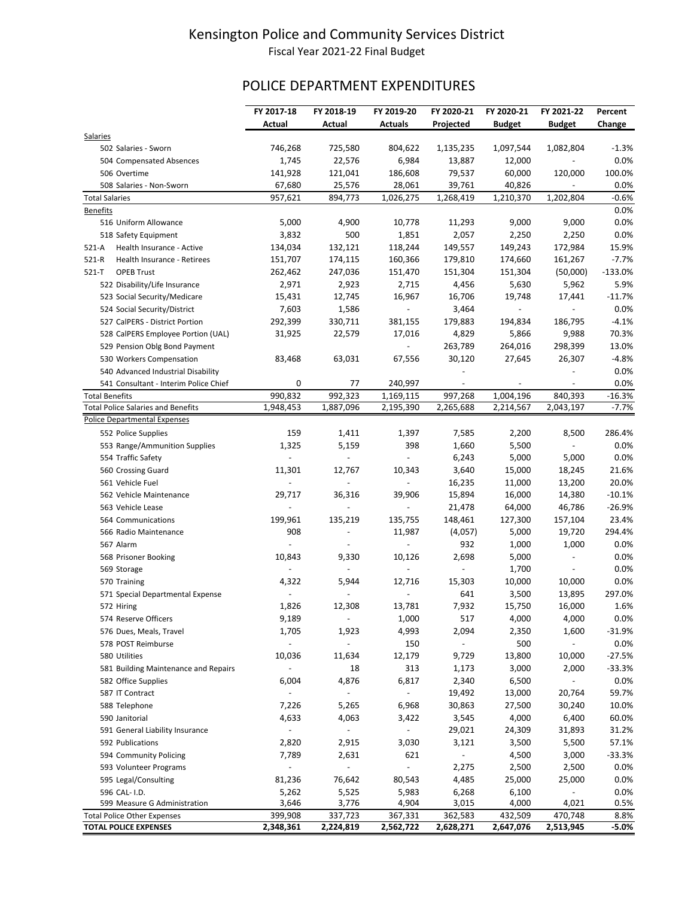# Kensington Police and Community Services District

Fiscal Year 2021-22 Final Budget

## POLICE DEPARTMENT EXPENDITURES

| | FY 2017-18 Actual | FY 2018-19 Actual | FY 2019-20 Actuals | FY 2020-21 Projected | FY 2020-21 Budget | FY 2021-22 Budget | Percent Change |
|---|---|---|---|---|---|---|---|
| Salaries | | | | | | | |
| 502 Salaries - Sworn | 746,268 | 725,580 | 804,622 | 1,135,235 | 1,097,544 | 1,082,804 | -1.3% |
| 504 Compensated Absences | 1,745 | 22,576 | 6,984 | 13,887 | 12,000 | - | 0.0% |
| 506 Overtime | 141,928 | 121,041 | 186,608 | 79,537 | 60,000 | 120,000 | 100.0% |
| 508 Salaries - Non-Sworn | 67,680 | 25,576 | 28,061 | 39,761 | 40,826 | - | 0.0% |
| Total Salaries | 957,621 | 894,773 | 1,026,275 | 1,268,419 | 1,210,370 | 1,202,804 | -0.6% |
| Benefits | | | | | | | 0.0% |
| 516 Uniform Allowance | 5,000 | 4,900 | 10,778 | 11,293 | 9,000 | 9,000 | 0.0% |
| 518 Safety Equipment | 3,832 | 500 | 1,851 | 2,057 | 2,250 | 2,250 | 0.0% |
| 521-A Health Insurance - Active | 134,034 | 132,121 | 118,244 | 149,557 | 149,243 | 172,984 | 15.9% |
| 521-R Health Insurance - Retirees | 151,707 | 174,115 | 160,366 | 179,810 | 174,660 | 161,267 | -7.7% |
| 521-T OPEB Trust | 262,462 | 247,036 | 151,470 | 151,304 | 151,304 | (50,000) | -133.0% |
| 522 Disability/Life Insurance | 2,971 | 2,923 | 2,715 | 4,456 | 5,630 | 5,962 | 5.9% |
| 523 Social Security/Medicare | 15,431 | 12,745 | 16,967 | 16,706 | 19,748 | 17,441 | -11.7% |
| 524 Social Security/District | 7,603 | 1,586 | - | 3,464 | - | - | 0.0% |
| 527 CalPERS - District Portion | 292,399 | 330,711 | 381,155 | 179,883 | 194,834 | 186,795 | -4.1% |
| 528 CalPERS Employee Portion (UAL) | 31,925 | 22,579 | 17,016 | 4,829 | 5,866 | 9,988 | 70.3% |
| 529 Pension Oblg Bond Payment | | | - | 263,789 | 264,016 | 298,399 | 13.0% |
| 530 Workers Compensation | 83,468 | 63,031 | 67,556 | 30,120 | 27,645 | 26,307 | -4.8% |
| 540 Advanced Industrial Disability | | | | - | | - | 0.0% |
| 541 Consultant - Interim Police Chief | 0 | 77 | 240,997 | - | - | - | 0.0% |
| Total Benefits | 990,832 | 992,323 | 1,169,115 | 997,268 | 1,004,196 | 840,393 | -16.3% |
| Total Police Salaries and Benefits | 1,948,453 | 1,887,096 | 2,195,390 | 2,265,688 | 2,214,567 | 2,043,197 | -7.7% |
| Police Departmental Expenses | | | | | | | |
| 552 Police Supplies | 159 | 1,411 | 1,397 | 7,585 | 2,200 | 8,500 | 286.4% |
| 553 Range/Ammunition Supplies | 1,325 | 5,159 | 398 | 1,660 | 5,500 | - | 0.0% |
| 554 Traffic Safety | - | - | - | 6,243 | 5,000 | 5,000 | 0.0% |
| 560 Crossing Guard | 11,301 | 12,767 | 10,343 | 3,640 | 15,000 | 18,245 | 21.6% |
| 561 Vehicle Fuel | - | - | - | 16,235 | 11,000 | 13,200 | 20.0% |
| 562 Vehicle Maintenance | 29,717 | 36,316 | 39,906 | 15,894 | 16,000 | 14,380 | -10.1% |
| 563 Vehicle Lease | - | - | - | 21,478 | 64,000 | 46,786 | -26.9% |
| 564 Communications | 199,961 | 135,219 | 135,755 | 148,461 | 127,300 | 157,104 | 23.4% |
| 566 Radio Maintenance | 908 | - | 11,987 | (4,057) | 5,000 | 19,720 | 294.4% |
| 567 Alarm | - | - | - | 932 | 1,000 | 1,000 | 0.0% |
| 568 Prisoner Booking | 10,843 | 9,330 | 10,126 | 2,698 | 5,000 | - | 0.0% |
| 569 Storage | - | - | - | - | 1,700 | - | 0.0% |
| 570 Training | 4,322 | 5,944 | 12,716 | 15,303 | 10,000 | 10,000 | 0.0% |
| 571 Special Departmental Expense | - | - | - | 641 | 3,500 | 13,895 | 297.0% |
| 572 Hiring | 1,826 | 12,308 | 13,781 | 7,932 | 15,750 | 16,000 | 1.6% |
| 574 Reserve Officers | 9,189 | - | 1,000 | 517 | 4,000 | 4,000 | 0.0% |
| 576 Dues, Meals, Travel | 1,705 | 1,923 | 4,993 | 2,094 | 2,350 | 1,600 | -31.9% |
| 578 POST Reimburse | - | - | 150 | - | 500 | - | 0.0% |
| 580 Utilities | 10,036 | 11,634 | 12,179 | 9,729 | 13,800 | 10,000 | -27.5% |
| 581 Building Maintenance and Repairs | - | 18 | 313 | 1,173 | 3,000 | 2,000 | -33.3% |
| 582 Office Supplies | 6,004 | 4,876 | 6,817 | 2,340 | 6,500 | - | 0.0% |
| 587 IT Contract | - | - | - | 19,492 | 13,000 | 20,764 | 59.7% |
| 588 Telephone | 7,226 | 5,265 | 6,968 | 30,863 | 27,500 | 30,240 | 10.0% |
| 590 Janitorial | 4,633 | 4,063 | 3,422 | 3,545 | 4,000 | 6,400 | 60.0% |
| 591 General Liability Insurance | - | - | - | 29,021 | 24,309 | 31,893 | 31.2% |
| 592 Publications | 2,820 | 2,915 | 3,030 | 3,121 | 3,500 | 5,500 | 57.1% |
| 594 Community Policing | 7,789 | 2,631 | 621 | - | 4,500 | 3,000 | -33.3% |
| 593 Volunteer Programs | - | - | - | 2,275 | 2,500 | 2,500 | 0.0% |
| 595 Legal/Consulting | 81,236 | 76,642 | 80,543 | 4,485 | 25,000 | 25,000 | 0.0% |
| 596 CAL- I.D. | 5,262 | 5,525 | 5,983 | 6,268 | 6,100 | - | 0.0% |
| 599 Measure G Administration | 3,646 | 3,776 | 4,904 | 3,015 | 4,000 | 4,021 | 0.5% |
| Total Police Other Expenses | 399,908 | 337,723 | 367,331 | 362,583 | 432,509 | 470,748 | 8.8% |
| **TOTAL POLICE EXPENSES** | **2,348,361** | **2,224,819** | **2,562,722** | **2,628,271** | **2,647,076** | **2,513,945** | **-5.0%** |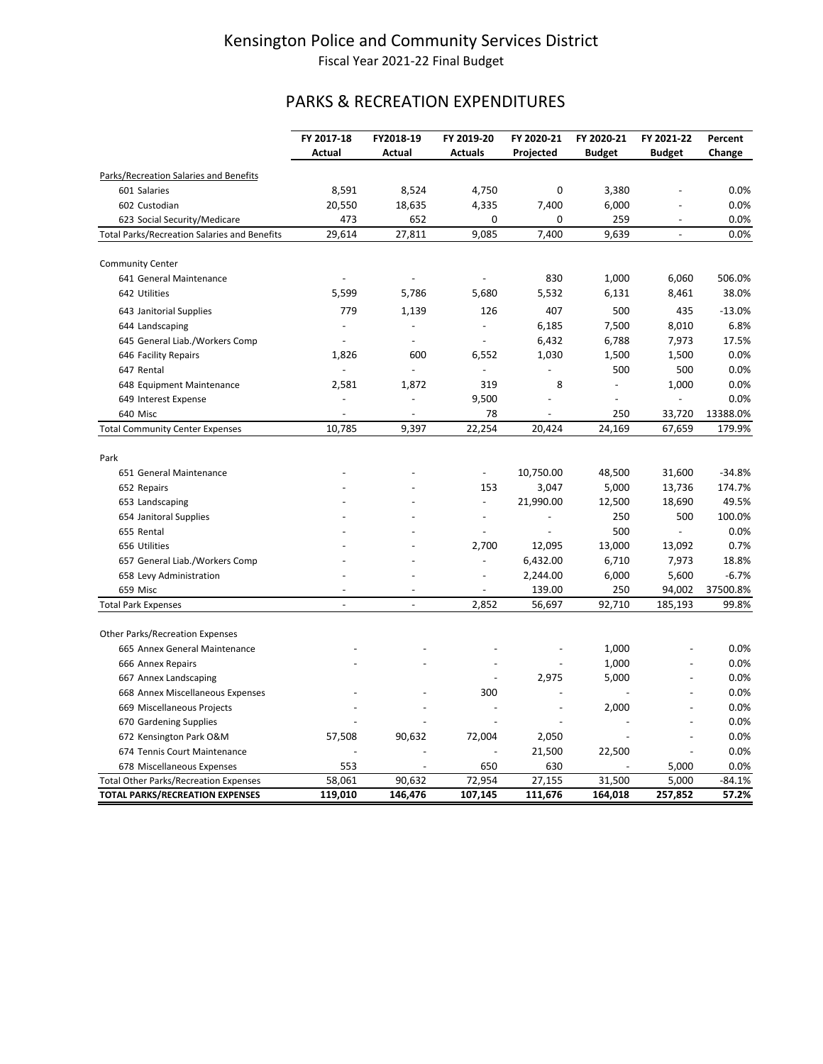# Kensington Police and Community Services District

Fiscal Year 2021-22 Final Budget

## PARKS & RECREATION EXPENDITURES

| | FY 2017-18 Actual | FY2018-19 Actual | FY 2019-20 Actuals | FY 2020-21 Projected | FY 2020-21 Budget | FY 2021-22 Budget | Percent Change |
|---|---|---|---|---|---|---|---|
| Parks/Recreation Salaries and Benefits | | | | | | | |
| 601 Salaries | 8,591 | 8,524 | 4,750 | 0 | 3,380 | - | 0.0% |
| 602 Custodian | 20,550 | 18,635 | 4,335 | 7,400 | 6,000 | - | 0.0% |
| 623 Social Security/Medicare | 473 | 652 | 0 | 0 | 259 | - | 0.0% |
| Total Parks/Recreation Salaries and Benefits | 29,614 | 27,811 | 9,085 | 7,400 | 9,639 | - | 0.0% |
| | | | | | | | |
| Community Center | | | | | | | |
| 641 General Maintenance | - | - | - | 830 | 1,000 | 6,060 | 506.0% |
| 642 Utilities | 5,599 | 5,786 | 5,680 | 5,532 | 6,131 | 8,461 | 38.0% |
| 643 Janitorial Supplies | 779 | 1,139 | 126 | 407 | 500 | 435 | -13.0% |
| 644 Landscaping | - | - | - | 6,185 | 7,500 | 8,010 | 6.8% |
| 645 General Liab./Workers Comp | - | - | - | 6,432 | 6,788 | 7,973 | 17.5% |
| 646 Facility Repairs | 1,826 | 600 | 6,552 | 1,030 | 1,500 | 1,500 | 0.0% |
| 647 Rental | - | - | - | - | 500 | 500 | 0.0% |
| 648 Equipment Maintenance | 2,581 | 1,872 | 319 | 8 | - | 1,000 | 0.0% |
| 649 Interest Expense | - | - | 9,500 | - | - | - | 0.0% |
| 640 Misc | - | - | 78 | - | 250 | 33,720 | 13388.0% |
| Total Community Center Expenses | 10,785 | 9,397 | 22,254 | 20,424 | 24,169 | 67,659 | 179.9% |
| | | | | | | | |
| Park | | | | | | | |
| 651 General Maintenance | - | - | - | 10,750.00 | 48,500 | 31,600 | -34.8% |
| 652 Repairs | - | - | 153 | 3,047 | 5,000 | 13,736 | 174.7% |
| 653 Landscaping | - | - | - | 21,990.00 | 12,500 | 18,690 | 49.5% |
| 654 Janitoral Supplies | - | - | - | - | 250 | 500 | 100.0% |
| 655 Rental | - | - | - | - | 500 | - | 0.0% |
| 656 Utilities | - | - | 2,700 | 12,095 | 13,000 | 13,092 | 0.7% |
| 657 General Liab./Workers Comp | - | - | - | 6,432.00 | 6,710 | 7,973 | 18.8% |
| 658 Levy Administration | - | - | - | 2,244.00 | 6,000 | 5,600 | -6.7% |
| 659 Misc | - | - | - | 139.00 | 250 | 94,002 | 37500.8% |
| Total Park Expenses | - | - | 2,852 | 56,697 | 92,710 | 185,193 | 99.8% |
| | | | | | | | |
| Other Parks/Recreation Expenses | | | | | | | |
| 665 Annex General Maintenance | - | - | - | - | 1,000 | - | 0.0% |
| 666 Annex Repairs | - | - | - | - | 1,000 | - | 0.0% |
| 667 Annex Landscaping | | | - | 2,975 | 5,000 | - | 0.0% |
| 668 Annex Miscellaneous Expenses | - | - | 300 | - | - | - | 0.0% |
| 669 Miscellaneous Projects | - | - | - | - | 2,000 | - | 0.0% |
| 670 Gardening Supplies | - | - | - | - | - | - | 0.0% |
| 672 Kensington Park O&M | 57,508 | 90,632 | 72,004 | 2,050 | - | - | 0.0% |
| 674 Tennis Court Maintenance | - | - | - | 21,500 | 22,500 | - | 0.0% |
| 678 Miscellaneous Expenses | 553 | - | 650 | 630 | - | 5,000 | 0.0% |
| Total Other Parks/Recreation Expenses | 58,061 | 90,632 | 72,954 | 27,155 | 31,500 | 5,000 | -84.1% |
| **TOTAL PARKS/RECREATION EXPENSES** | **119,010** | **146,476** | **107,145** | **111,676** | **164,018** | **257,852** | **57.2%** |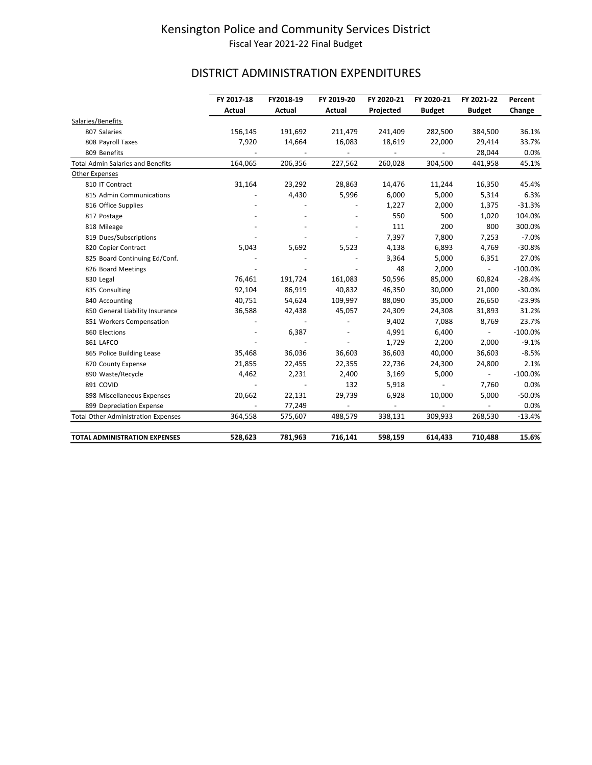# Kensington Police and Community Services District

Fiscal Year 2021-22 Final Budget

## DISTRICT ADMINISTRATION EXPENDITURES

| | FY 2017-18 Actual | FY2018-19 Actual | FY 2019-20 Actual | FY 2020-21 Projected | FY 2020-21 Budget | FY 2021-22 Budget | Percent Change |
|---|---|---|---|---|---|---|---|
| Salaries/Benefits | | | | | | | |
| 807 Salaries | 156,145 | 191,692 | 211,479 | 241,409 | 282,500 | 384,500 | 36.1% |
| 808 Payroll Taxes | 7,920 | 14,664 | 16,083 | 18,619 | 22,000 | 29,414 | 33.7% |
| 809 Benefits | - | - | - | - | - | 28,044 | 0.0% |
| Total Admin Salaries and Benefits | 164,065 | 206,356 | 227,562 | 260,028 | 304,500 | 441,958 | 45.1% |
| Other Expenses | | | | | | | |
| 810 IT Contract | 31,164 | 23,292 | 28,863 | 14,476 | 11,244 | 16,350 | 45.4% |
| 815 Admin Communications | - | 4,430 | 5,996 | 6,000 | 5,000 | 5,314 | 6.3% |
| 816 Office Supplies | - | - | - | 1,227 | 2,000 | 1,375 | -31.3% |
| 817 Postage | - | - | - | 550 | 500 | 1,020 | 104.0% |
| 818 Mileage | - | - | - | 111 | 200 | 800 | 300.0% |
| 819 Dues/Subscriptions | - | - | - | 7,397 | 7,800 | 7,253 | -7.0% |
| 820 Copier Contract | 5,043 | 5,692 | 5,523 | 4,138 | 6,893 | 4,769 | -30.8% |
| 825 Board Continuing Ed/Conf. | - | - | - | 3,364 | 5,000 | 6,351 | 27.0% |
| 826 Board Meetings | - | - | - | 48 | 2,000 | - | -100.0% |
| 830 Legal | 76,461 | 191,724 | 161,083 | 50,596 | 85,000 | 60,824 | -28.4% |
| 835 Consulting | 92,104 | 86,919 | 40,832 | 46,350 | 30,000 | 21,000 | -30.0% |
| 840 Accounting | 40,751 | 54,624 | 109,997 | 88,090 | 35,000 | 26,650 | -23.9% |
| 850 General Liability Insurance | 36,588 | 42,438 | 45,057 | 24,309 | 24,308 | 31,893 | 31.2% |
| 851 Workers Compensation | - | - | - | 9,402 | 7,088 | 8,769 | 23.7% |
| 860 Elections | - | 6,387 | - | 4,991 | 6,400 | - | -100.0% |
| 861 LAFCO | - | - | - | 1,729 | 2,200 | 2,000 | -9.1% |
| 865 Police Building Lease | 35,468 | 36,036 | 36,603 | 36,603 | 40,000 | 36,603 | -8.5% |
| 870 County Expense | 21,855 | 22,455 | 22,355 | 22,736 | 24,300 | 24,800 | 2.1% |
| 890 Waste/Recycle | 4,462 | 2,231 | 2,400 | 3,169 | 5,000 | - | -100.0% |
| 891 COVID | - | - | 132 | 5,918 | - | 7,760 | 0.0% |
| 898 Miscellaneous Expenses | 20,662 | 22,131 | 29,739 | 6,928 | 10,000 | 5,000 | -50.0% |
| 899 Depreciation Expense | - | 77,249 | - | - | - | - | 0.0% |
| Total Other Administration Expenses | 364,558 | 575,607 | 488,579 | 338,131 | 309,933 | 268,530 | -13.4% |
| **TOTAL ADMINISTRATION EXPENSES** | **528,623** | **781,963** | **716,141** | **598,159** | **614,433** | **710,488** | **15.6%** |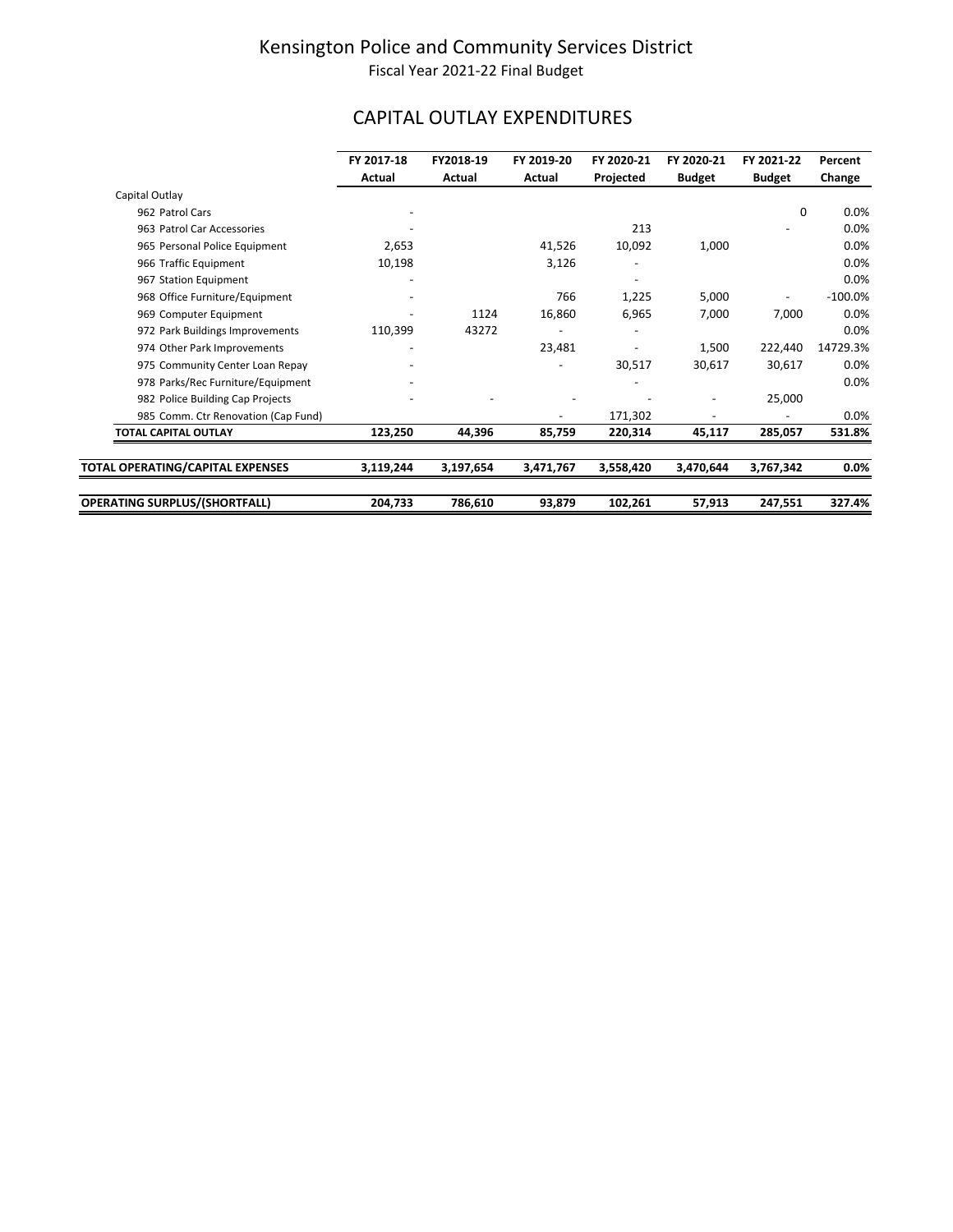# Kensington Police and Community Services District

Fiscal Year 2021-22 Final Budget

## CAPITAL OUTLAY EXPENDITURES

| | FY 2017-18 Actual | FY2018-19 Actual | FY 2019-20 Actual | FY 2020-21 Projected | FY 2020-21 Budget | FY 2021-22 Budget | Percent Change |
|---|---|---|---|---|---|---|---|
| Capital Outlay | | | | | | | |
| 962 Patrol Cars | - | | | | | 0 | 0.0% |
| 963 Patrol Car Accessories | - | | | 213 | | - | 0.0% |
| 965 Personal Police Equipment | 2,653 | | 41,526 | 10,092 | 1,000 | | 0.0% |
| 966 Traffic Equipment | 10,198 | | 3,126 | - | | | 0.0% |
| 967 Station Equipment | - | | | - | | | 0.0% |
| 968 Office Furniture/Equipment | - | | 766 | 1,225 | 5,000 | - | -100.0% |
| 969 Computer Equipment | - | 1124 | 16,860 | 6,965 | 7,000 | 7,000 | 0.0% |
| 972 Park Buildings Improvements | 110,399 | 43272 | - | - | | | 0.0% |
| 974 Other Park Improvements | - | | 23,481 | - | 1,500 | 222,440 | 14729.3% |
| 975 Community Center Loan Repay | - | | - | 30,517 | 30,617 | 30,617 | 0.0% |
| 978 Parks/Rec Furniture/Equipment | - | | | - | | | 0.0% |
| 982 Police Building Cap Projects | - | - | - | - | - | 25,000 | |
| 985 Comm. Ctr Renovation (Cap Fund) | | | - | 171,302 | - | - | 0.0% |
| **TOTAL CAPITAL OUTLAY** | **123,250** | **44,396** | **85,759** | **220,314** | **45,117** | **285,057** | **531.8%** |
| **TOTAL OPERATING/CAPITAL EXPENSES** | **3,119,244** | **3,197,654** | **3,471,767** | **3,558,420** | **3,470,644** | **3,767,342** | **0.0%** |
| **OPERATING SURPLUS/(SHORTFALL)** | **204,733** | **786,610** | **93,879** | **102,261** | **57,913** | **247,551** | **327.4%** |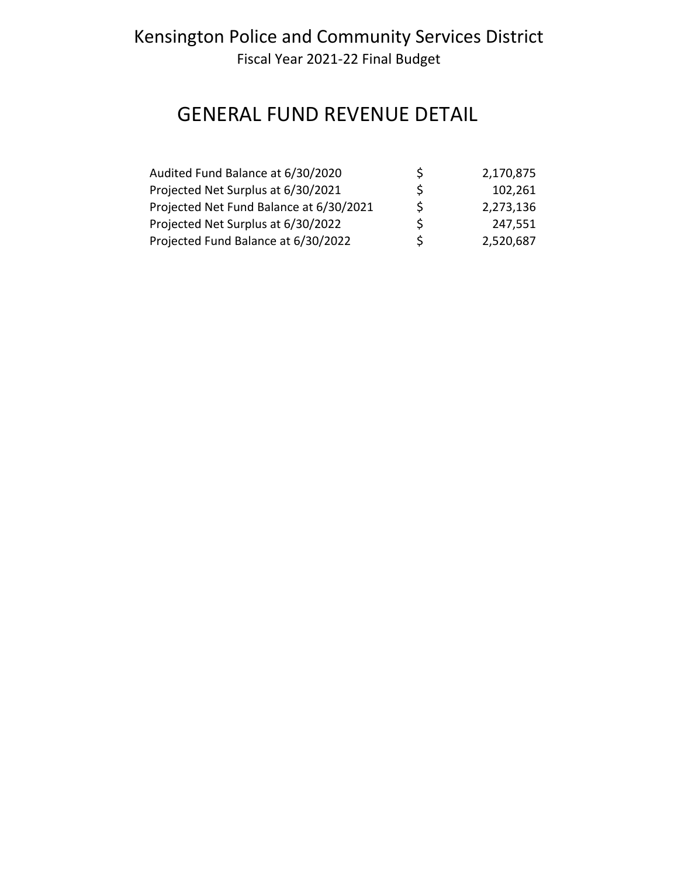# Kensington Police and Community Services District

Fiscal Year 2021-22 Final Budget

## GENERAL FUND REVENUE DETAIL

| | | |
|---|---|---|
| Audited Fund Balance at 6/30/2020 | $ | 2,170,875 |
| Projected Net Surplus at 6/30/2021 | $ | 102,261 |
| Projected Net Fund Balance at 6/30/2021 | $ | 2,273,136 |
| Projected Net Surplus at 6/30/2022 | $ | 247,551 |
| Projected Fund Balance at 6/30/2022 | $ | 2,520,687 |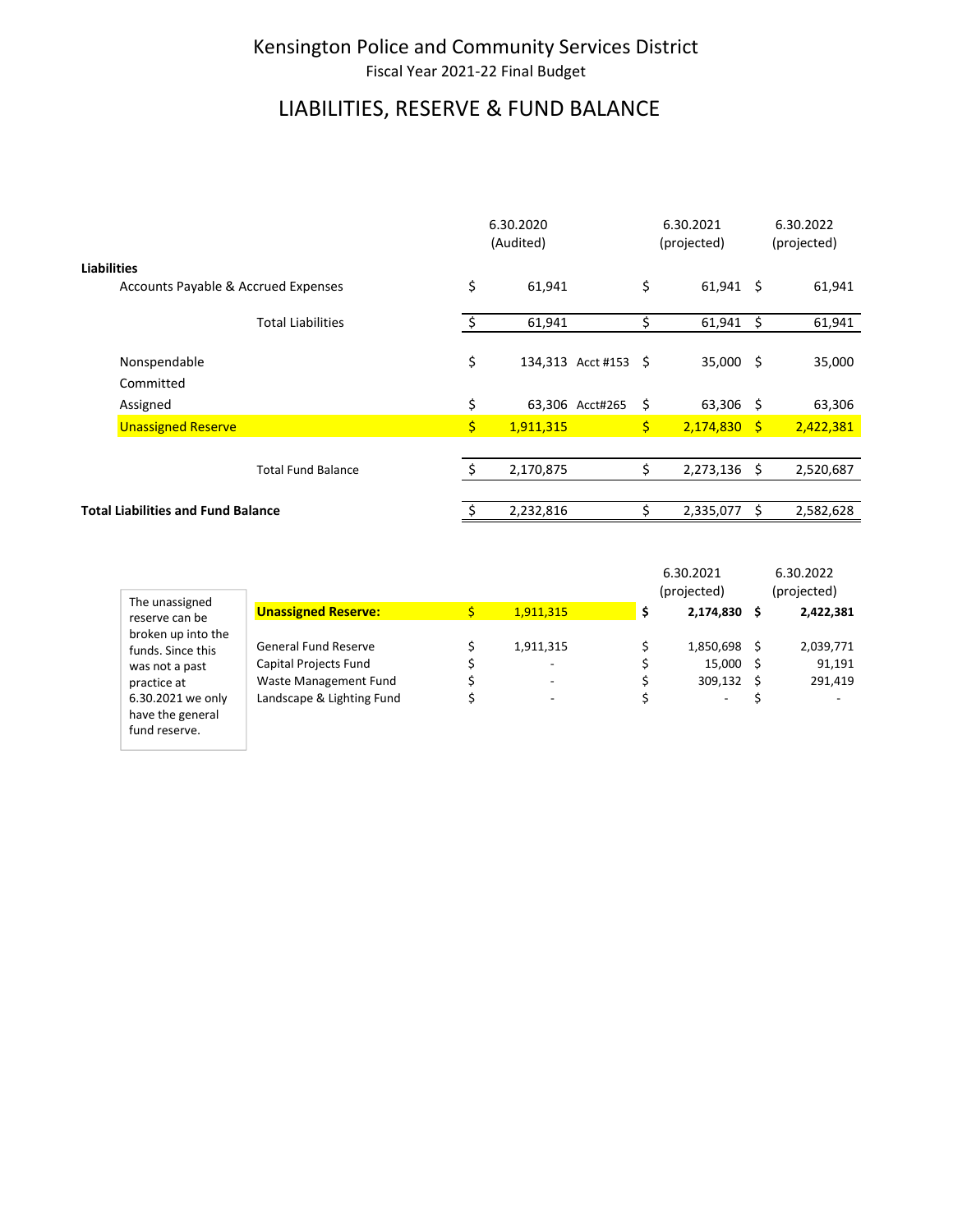# Kensington Police and Community Services District

Fiscal Year 2021-22 Final Budget

## LIABILITIES, RESERVE & FUND BALANCE

| | 6.30.2020 (Audited) | | 6.30.2021 (projected) | 6.30.2022 (projected) |
|---|---|---|---|---|
| **Liabilities** | | | | |
| Accounts Payable & Accrued Expenses | $ 61,941 | | $ 61,941 | $ 61,941 |
| Total Liabilities | $ 61,941 | | $ 61,941 | $ 61,941 |
| Nonspendable | $ 134,313 | Acct #153 | $ 35,000 | $ 35,000 |
| Committed | | | | |
| Assigned | $ 63,306 | Acct#265 | $ 63,306 | $ 63,306 |
| Unassigned Reserve | $ 1,911,315 | | $ 2,174,830 | $ 2,422,381 |
| Total Fund Balance | $ 2,170,875 | | $ 2,273,136 | $ 2,520,687 |
| **Total Liabilities and Fund Balance** | $ 2,232,816 | | $ 2,335,077 | $ 2,582,628 |

The unassigned reserve can be broken up into the funds. Since this was not a past practice at 6.30.2021 we only have the general fund reserve.

| | | 6.30.2021 (projected) | 6.30.2022 (projected) |
|---|---|---|---|
| **Unassigned Reserve:** | $ 1,911,315 | **$ 2,174,830** | **$ 2,422,381** |
| General Fund Reserve | $ 1,911,315 | $ 1,850,698 | $ 2,039,771 |
| Capital Projects Fund | $ - | $ 15,000 | $ 91,191 |
| Waste Management Fund | $ - | $ 309,132 | $ 291,419 |
| Landscape & Lighting Fund | $ - | $ - | $ - |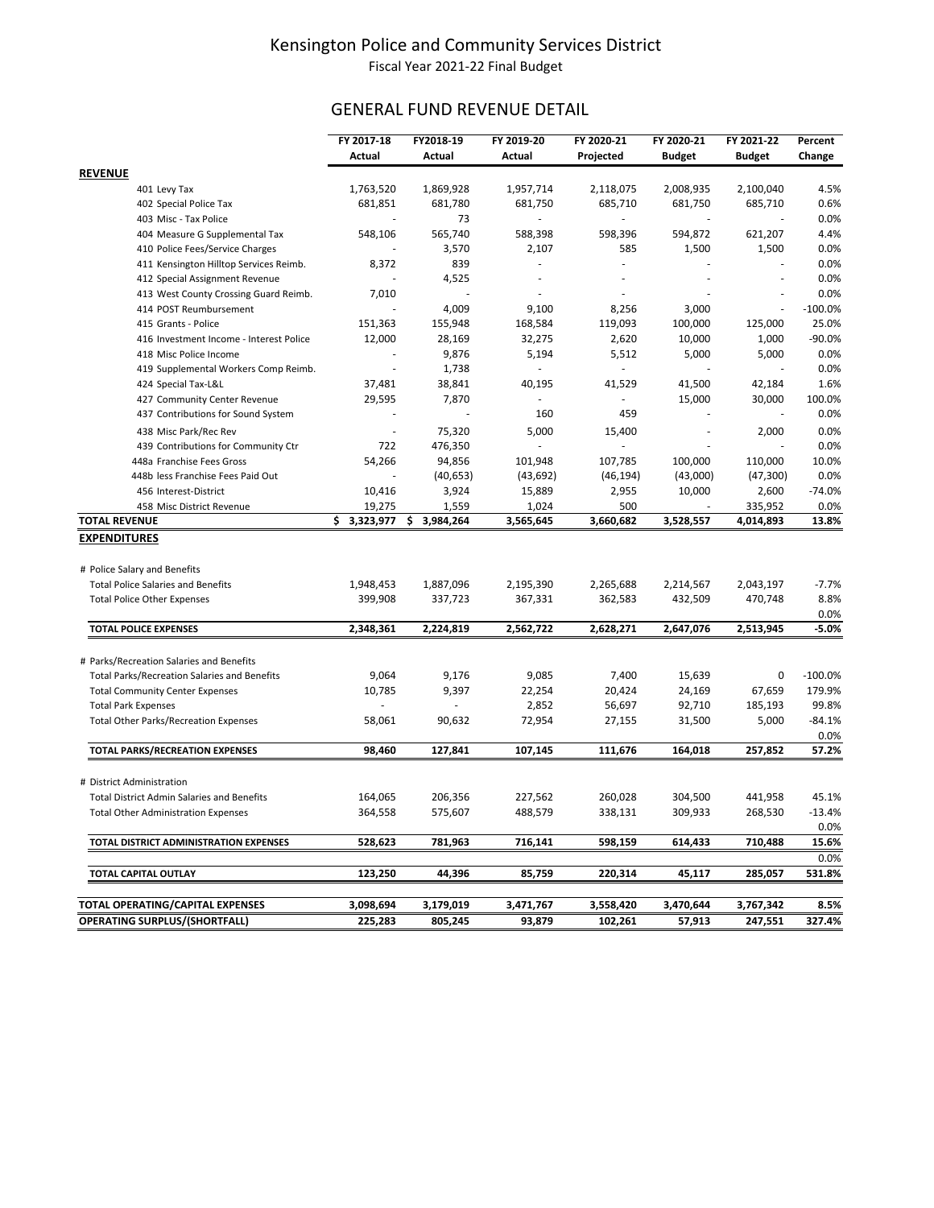# Kensington Police and Community Services District

Fiscal Year 2021-22 Final Budget

## GENERAL FUND REVENUE DETAIL

| | FY 2017-18 Actual | FY2018-19 Actual | FY 2019-20 Actual | FY 2020-21 Projected | FY 2020-21 Budget | FY 2021-22 Budget | Percent Change |
|---|---|---|---|---|---|---|---|
| **REVENUE** | | | | | | | |
| 401 Levy Tax | 1,763,520 | 1,869,928 | 1,957,714 | 2,118,075 | 2,008,935 | 2,100,040 | 4.5% |
| 402 Special Police Tax | 681,851 | 681,780 | 681,750 | 685,710 | 681,750 | 685,710 | 0.6% |
| 403 Misc - Tax Police | - | 73 | - | - | - | - | 0.0% |
| 404 Measure G Supplemental Tax | 548,106 | 565,740 | 588,398 | 598,396 | 594,872 | 621,207 | 4.4% |
| 410 Police Fees/Service Charges | - | 3,570 | 2,107 | 585 | 1,500 | 1,500 | 0.0% |
| 411 Kensington Hilltop Services Reimb. | 8,372 | 839 | - | - | - | - | 0.0% |
| 412 Special Assignment Revenue | - | 4,525 | - | - | - | - | 0.0% |
| 413 West County Crossing Guard Reimb. | 7,010 | - | - | - | - | - | 0.0% |
| 414 POST Reumbursement | - | 4,009 | 9,100 | 8,256 | 3,000 | - | -100.0% |
| 415 Grants - Police | 151,363 | 155,948 | 168,584 | 119,093 | 100,000 | 125,000 | 25.0% |
| 416 Investment Income - Interest Police | 12,000 | 28,169 | 32,275 | 2,620 | 10,000 | 1,000 | -90.0% |
| 418 Misc Police Income | - | 9,876 | 5,194 | 5,512 | 5,000 | 5,000 | 0.0% |
| 419 Supplemental Workers Comp Reimb. | - | 1,738 | - | - | - | - | 0.0% |
| 424 Special Tax-L&L | 37,481 | 38,841 | 40,195 | 41,529 | 41,500 | 42,184 | 1.6% |
| 427 Community Center Revenue | 29,595 | 7,870 | - | - | 15,000 | 30,000 | 100.0% |
| 437 Contributions for Sound System | - | - | 160 | 459 | - | - | 0.0% |
| 438 Misc Park/Rec Rev | - | 75,320 | 5,000 | 15,400 | - | 2,000 | 0.0% |
| 439 Contributions for Community Ctr | 722 | 476,350 | - | - | - | - | 0.0% |
| 448a Franchise Fees Gross | 54,266 | 94,856 | 101,948 | 107,785 | 100,000 | 110,000 | 10.0% |
| 448b less Franchise Fees Paid Out | - | (40,653) | (43,692) | (46,194) | (43,000) | (47,300) | 0.0% |
| 456 Interest-District | 10,416 | 3,924 | 15,889 | 2,955 | 10,000 | 2,600 | -74.0% |
| 458 Misc District Revenue | 19,275 | 1,559 | 1,024 | 500 | - | 335,952 | 0.0% |
| **TOTAL REVENUE** | **$ 3,323,977** | **$ 3,984,264** | **3,565,645** | **3,660,682** | **3,528,557** | **4,014,893** | **13.8%** |
| **EXPENDITURES** | | | | | | | |
| # Police Salary and Benefits | | | | | | | |
| Total Police Salaries and Benefits | 1,948,453 | 1,887,096 | 2,195,390 | 2,265,688 | 2,214,567 | 2,043,197 | -7.7% |
| Total Police Other Expenses | 399,908 | 337,723 | 367,331 | 362,583 | 432,509 | 470,748 | 8.8% |
| | | | | | | | 0.0% |
| **TOTAL POLICE EXPENSES** | **2,348,361** | **2,224,819** | **2,562,722** | **2,628,271** | **2,647,076** | **2,513,945** | **-5.0%** |
| # Parks/Recreation Salaries and Benefits | | | | | | | |
| Total Parks/Recreation Salaries and Benefits | 9,064 | 9,176 | 9,085 | 7,400 | 15,639 | 0 | -100.0% |
| Total Community Center Expenses | 10,785 | 9,397 | 22,254 | 20,424 | 24,169 | 67,659 | 179.9% |
| Total Park Expenses | - | - | 2,852 | 56,697 | 92,710 | 185,193 | 99.8% |
| Total Other Parks/Recreation Expenses | 58,061 | 90,632 | 72,954 | 27,155 | 31,500 | 5,000 | -84.1% |
| | | | | | | | 0.0% |
| **TOTAL PARKS/RECREATION EXPENSES** | **98,460** | **127,841** | **107,145** | **111,676** | **164,018** | **257,852** | **57.2%** |
| # District Administration | | | | | | | |
| Total District Admin Salaries and Benefits | 164,065 | 206,356 | 227,562 | 260,028 | 304,500 | 441,958 | 45.1% |
| Total Other Administration Expenses | 364,558 | 575,607 | 488,579 | 338,131 | 309,933 | 268,530 | -13.4% |
| | | | | | | | 0.0% |
| **TOTAL DISTRICT ADMINISTRATION EXPENSES** | **528,623** | **781,963** | **716,141** | **598,159** | **614,433** | **710,488** | **15.6%** |
| | | | | | | | 0.0% |
| **TOTAL CAPITAL OUTLAY** | **123,250** | **44,396** | **85,759** | **220,314** | **45,117** | **285,057** | **531.8%** |
| **TOTAL OPERATING/CAPITAL EXPENSES** | **3,098,694** | **3,179,019** | **3,471,767** | **3,558,420** | **3,470,644** | **3,767,342** | **8.5%** |
| **OPERATING SURPLUS/(SHORTFALL)** | **225,283** | **805,245** | **93,879** | **102,261** | **57,913** | **247,551** | **327.4%** |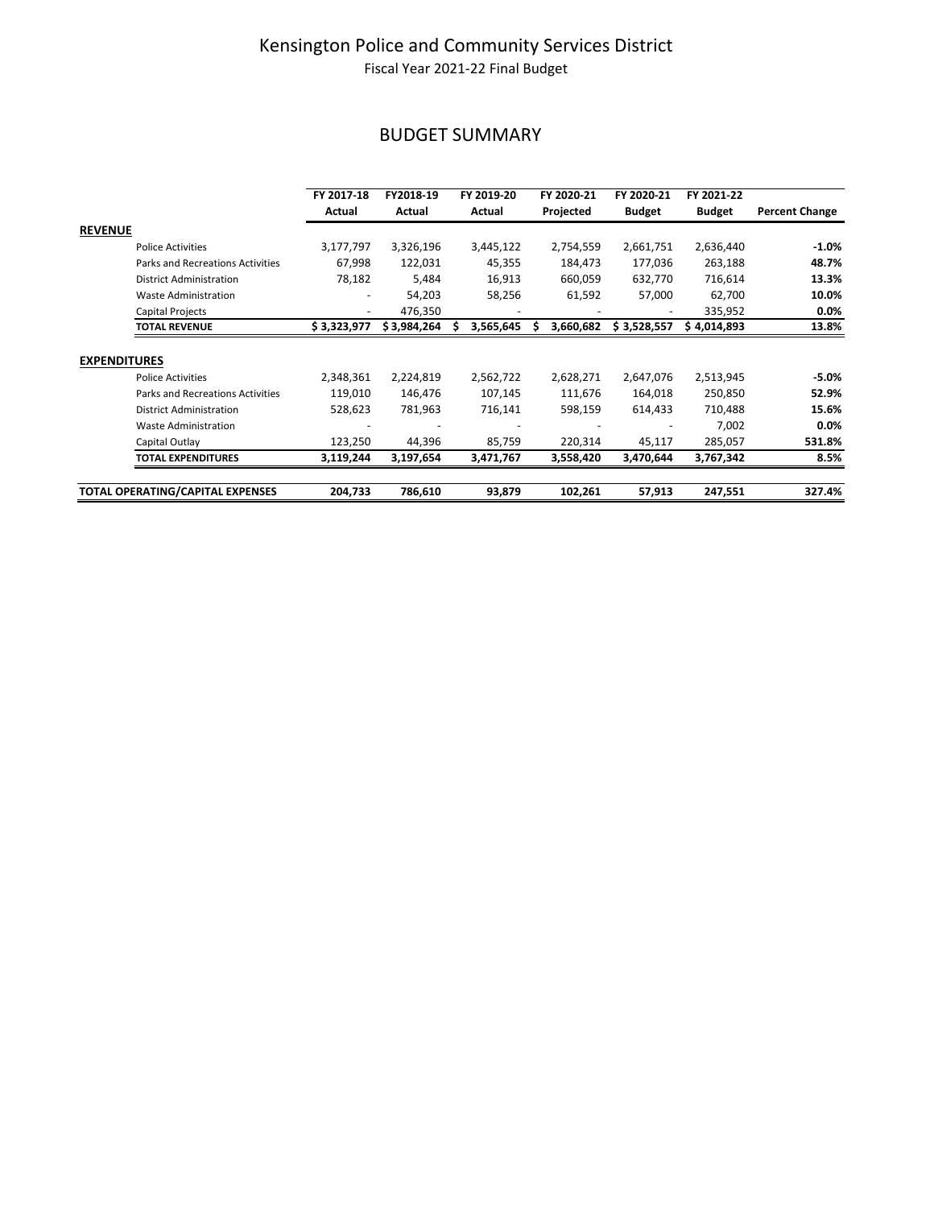# Kensington Police and Community Services District

Fiscal Year 2021-22 Final Budget

## BUDGET SUMMARY

| | FY 2017-18 Actual | FY2018-19 Actual | FY 2019-20 Actual | FY 2020-21 Projected | FY 2020-21 Budget | FY 2021-22 Budget | Percent Change |
|---|---|---|---|---|---|---|---|
| **REVENUE** | | | | | | | |
| Police Activities | 3,177,797 | 3,326,196 | 3,445,122 | 2,754,559 | 2,661,751 | 2,636,440 | **-1.0%** |
| Parks and Recreations Activities | 67,998 | 122,031 | 45,355 | 184,473 | 177,036 | 263,188 | **48.7%** |
| District Administration | 78,182 | 5,484 | 16,913 | 660,059 | 632,770 | 716,614 | **13.3%** |
| Waste Administration | - | 54,203 | 58,256 | 61,592 | 57,000 | 62,700 | **10.0%** |
| Capital Projects | - | 476,350 | - | - | - | 335,952 | **0.0%** |
| **TOTAL REVENUE** | **$ 3,323,977** | **$ 3,984,264** | **$ 3,565,645** | **$ 3,660,682** | **$ 3,528,557** | **$ 4,014,893** | **13.8%** |
| **EXPENDITURES** | | | | | | | |
| Police Activities | 2,348,361 | 2,224,819 | 2,562,722 | 2,628,271 | 2,647,076 | 2,513,945 | **-5.0%** |
| Parks and Recreations Activities | 119,010 | 146,476 | 107,145 | 111,676 | 164,018 | 250,850 | **52.9%** |
| District Administration | 528,623 | 781,963 | 716,141 | 598,159 | 614,433 | 710,488 | **15.6%** |
| Waste Administration | - | - | - | - | - | 7,002 | **0.0%** |
| Capital Outlay | 123,250 | 44,396 | 85,759 | 220,314 | 45,117 | 285,057 | **531.8%** |
| **TOTAL EXPENDITURES** | **3,119,244** | **3,197,654** | **3,471,767** | **3,558,420** | **3,470,644** | **3,767,342** | **8.5%** |
| **TOTAL OPERATING/CAPITAL EXPENSES** | **204,733** | **786,610** | **93,879** | **102,261** | **57,913** | **247,551** | **327.4%** |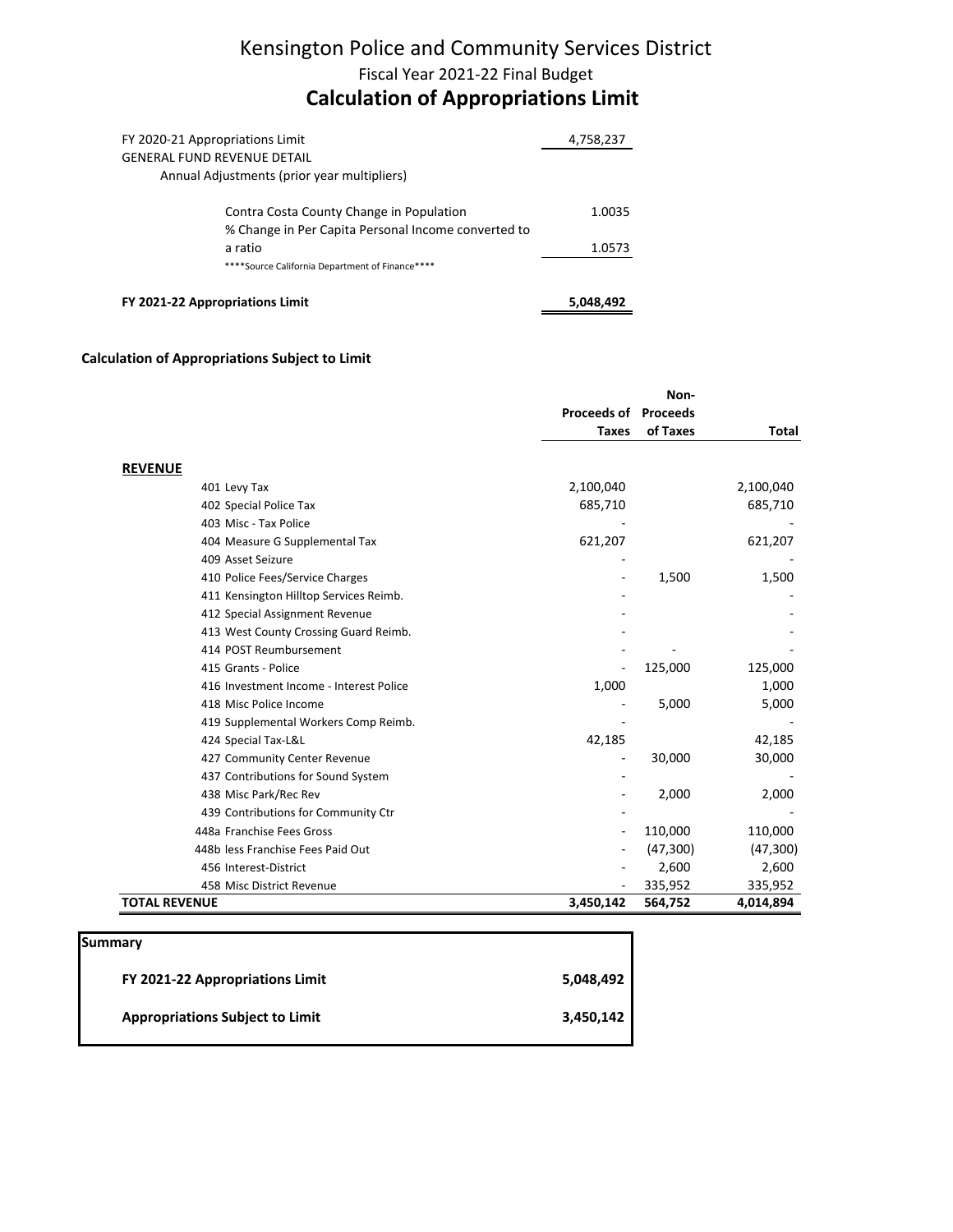# Kensington Police and Community Services District

Fiscal Year 2021-22 Final Budget

## Calculation of Appropriations Limit

| | |
|---|---|
| FY 2020-21 Appropriations Limit | 4,758,237 |
| GENERAL FUND REVENUE DETAIL | |
| Annual Adjustments (prior year multipliers) | |
| Contra Costa County Change in Population | 1.0035 |
| % Change in Per Capita Personal Income converted to a ratio | 1.0573 |
| ****Source California Department of Finance**** | |
| **FY 2021-22 Appropriations Limit** | **5,048,492** |

**Calculation of Appropriations Subject to Limit**

| | Proceeds of Taxes | Non-Proceeds of Taxes | Total |
|---|---|---|---|
| **REVENUE** | | | |
| 401 Levy Tax | 2,100,040 | | 2,100,040 |
| 402 Special Police Tax | 685,710 | | 685,710 |
| 403 Misc - Tax Police | - | | - |
| 404 Measure G Supplemental Tax | 621,207 | | 621,207 |
| 409 Asset Seizure | - | | - |
| 410 Police Fees/Service Charges | - | 1,500 | 1,500 |
| 411 Kensington Hilltop Services Reimb. | - | | - |
| 412 Special Assignment Revenue | - | | - |
| 413 West County Crossing Guard Reimb. | - | | - |
| 414 POST Reumbursement | - | - | - |
| 415 Grants - Police | - | 125,000 | 125,000 |
| 416 Investment Income - Interest Police | 1,000 | | 1,000 |
| 418 Misc Police Income | - | 5,000 | 5,000 |
| 419 Supplemental Workers Comp Reimb. | - | | - |
| 424 Special Tax-L&L | 42,185 | | 42,185 |
| 427 Community Center Revenue | - | 30,000 | 30,000 |
| 437 Contributions for Sound System | - | | - |
| 438 Misc Park/Rec Rev | - | 2,000 | 2,000 |
| 439 Contributions for Community Ctr | - | | - |
| 448a Franchise Fees Gross | - | 110,000 | 110,000 |
| 448b less Franchise Fees Paid Out | - | (47,300) | (47,300) |
| 456 Interest-District | - | 2,600 | 2,600 |
| 458 Misc District Revenue | - | 335,952 | 335,952 |
| **TOTAL REVENUE** | **3,450,142** | **564,752** | **4,014,894** |

| **Summary** | |
|---|---|
| **FY 2021-22 Appropriations Limit** | **5,048,492** |
| **Appropriations Subject to Limit** | **3,450,142** |